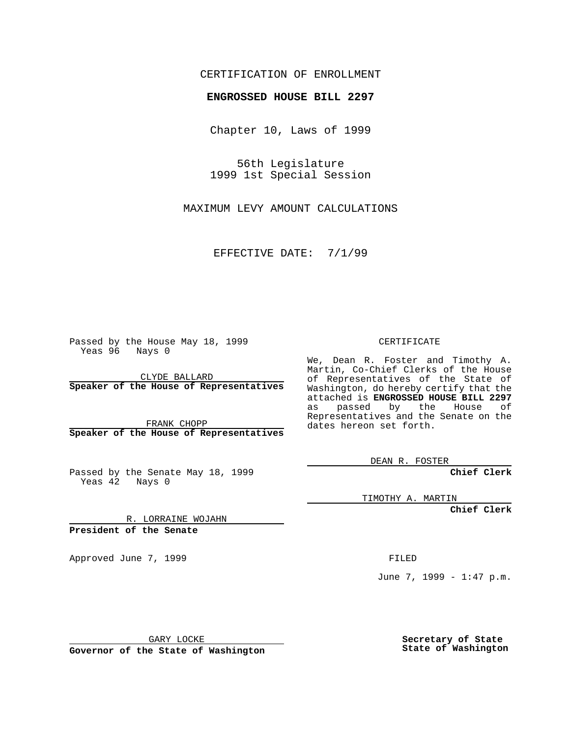CERTIFICATION OF ENROLLMENT

**ENGROSSED HOUSE BILL 2297**

Chapter 10, Laws of 1999

56th Legislature
1999 1st Special Session

MAXIMUM LEVY AMOUNT CALCULATIONS

EFFECTIVE DATE: 7/1/99

Passed by the House May 18, 1999
Yeas 96 Nays 0

CLYDE BALLARD
**Speaker of the House of Representatives**

FRANK CHOPP
**Speaker of the House of Representatives**

Passed by the Senate May 18, 1999
Yeas 42 Nays 0

R. LORRAINE WOJAHN
**President of the Senate**

Approved June 7, 1999

GARY LOCKE
**Governor of the State of Washington**

CERTIFICATE

We, Dean R. Foster and Timothy A. Martin, Co-Chief Clerks of the House of Representatives of the State of Washington, do hereby certify that the attached is **ENGROSSED HOUSE BILL 2297** as passed by the House of Representatives and the Senate on the dates hereon set forth.

DEAN R. FOSTER
**Chief Clerk**

TIMOTHY A. MARTIN
**Chief Clerk**

FILED

June 7, 1999 - 1:47 p.m.

**Secretary of State**
**State of Washington**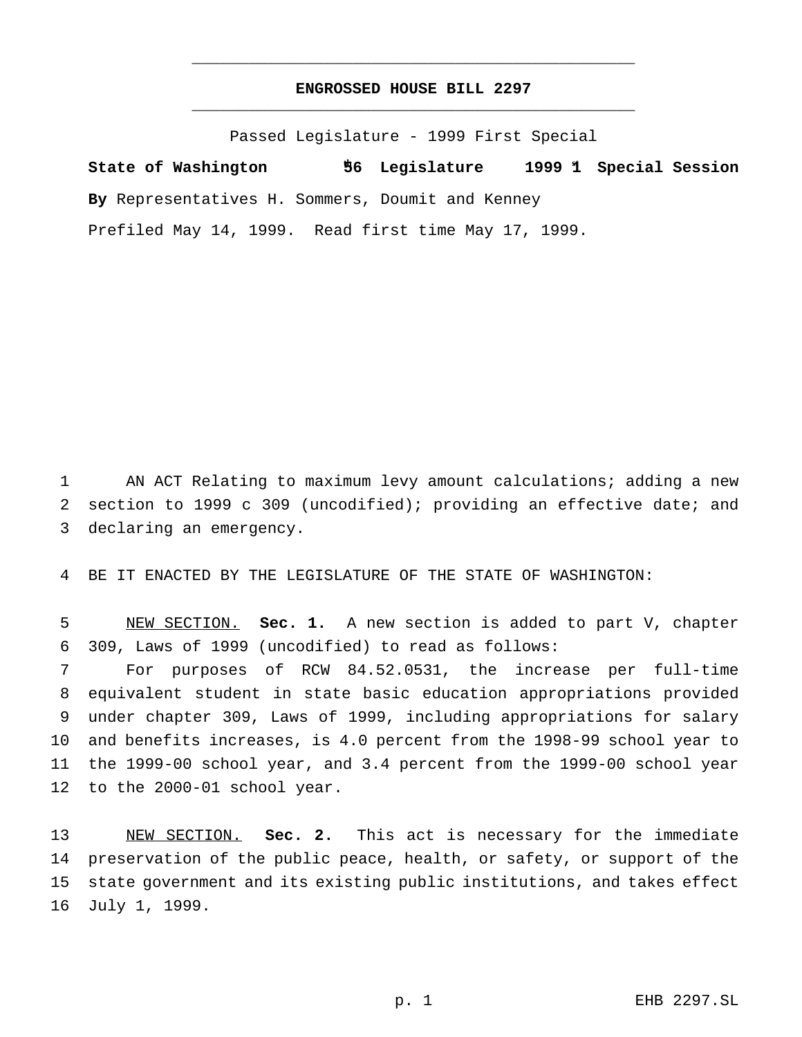# ENGROSSED HOUSE BILL 2297

Passed Legislature - 1999 First Special

**State of Washington 56th Legislature 1999 1st Special Session**

**By** Representatives H. Sommers, Doumit and Kenney

Prefiled May 14, 1999. Read first time May 17, 1999.

AN ACT Relating to maximum levy amount calculations; adding a new section to 1999 c 309 (uncodified); providing an effective date; and declaring an emergency.

BE IT ENACTED BY THE LEGISLATURE OF THE STATE OF WASHINGTON:

NEW SECTION. **Sec. 1.** A new section is added to part V, chapter 309, Laws of 1999 (uncodified) to read as follows:

For purposes of RCW 84.52.0531, the increase per full-time equivalent student in state basic education appropriations provided under chapter 309, Laws of 1999, including appropriations for salary and benefits increases, is 4.0 percent from the 1998-99 school year to the 1999-00 school year, and 3.4 percent from the 1999-00 school year to the 2000-01 school year.

NEW SECTION. **Sec. 2.** This act is necessary for the immediate preservation of the public peace, health, or safety, or support of the state government and its existing public institutions, and takes effect July 1, 1999.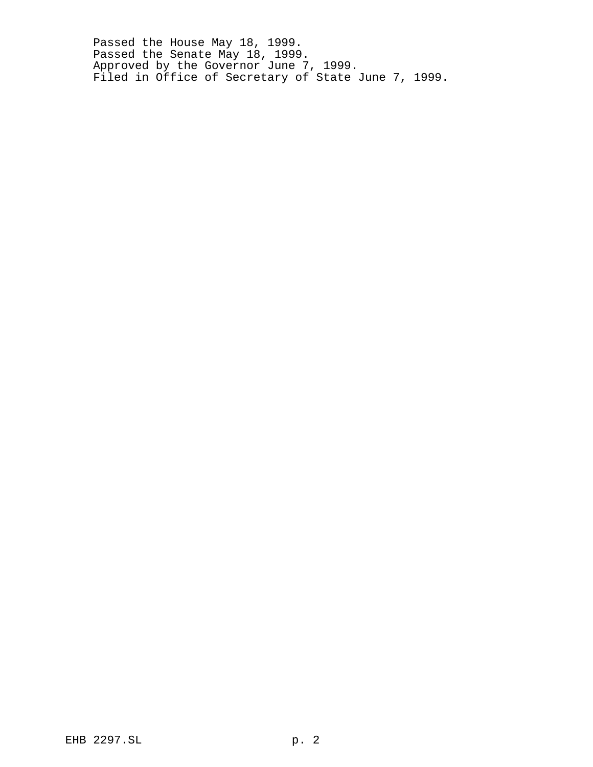Passed the House May 18, 1999.
Passed the Senate May 18, 1999.
Approved by the Governor June 7, 1999.
Filed in Office of Secretary of State June 7, 1999.